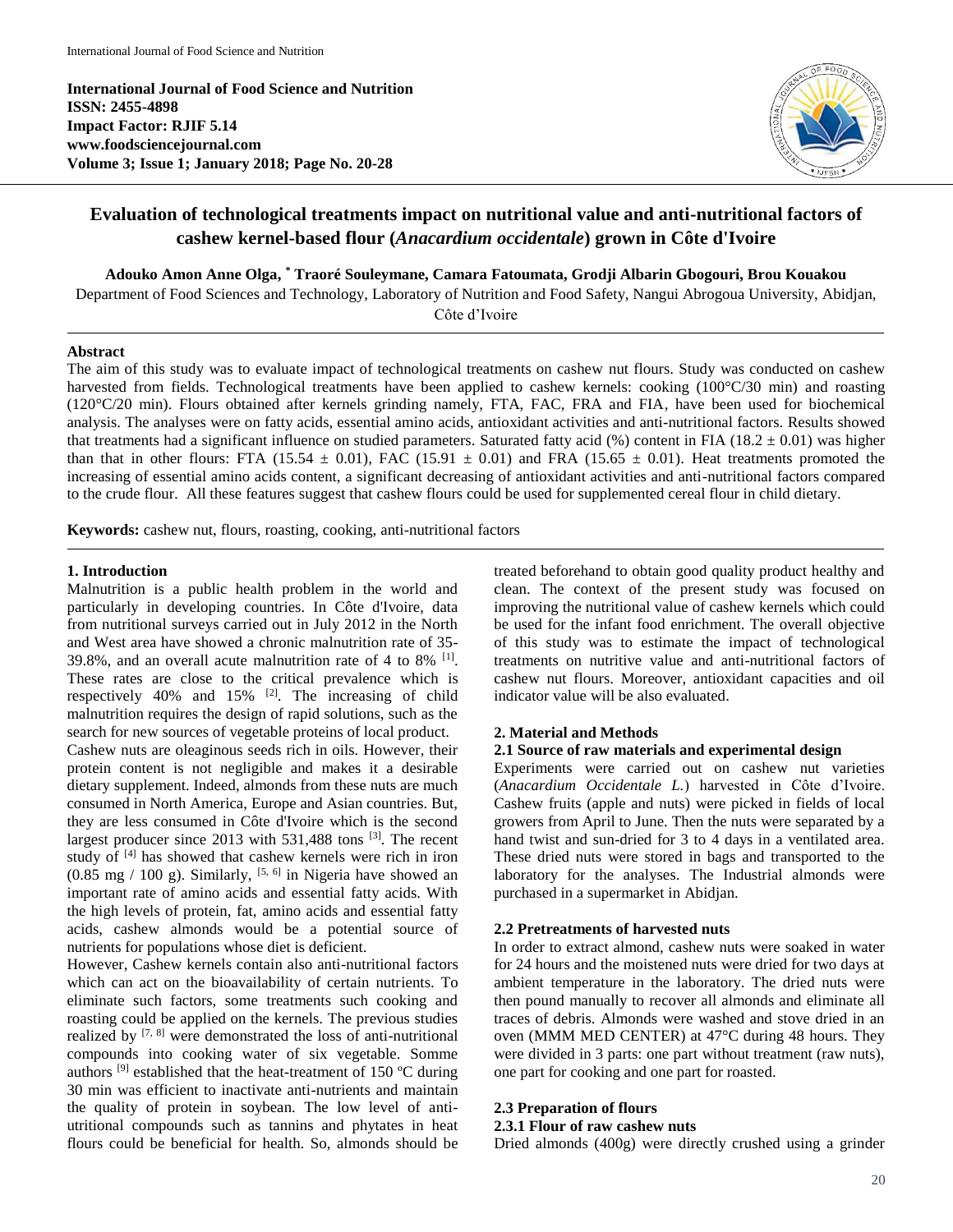**International Journal of Food Science and Nutrition**
**ISSN: 2455-4898**
**Impact Factor: RJIF 5.14**
**www.foodsciencejournal.com**
**Volume 3; Issue 1; January 2018; Page No. 20-28**

# Evaluation of technological treatments impact on nutritional value and anti-nutritional factors of cashew kernel-based flour (*Anacardium occidentale*) grown in Côte d'Ivoire

**Adouko Amon Anne Olga, \* Traoré Souleymane, Camara Fatoumata, Grodji Albarin Gbogouri, Brou Kouakou**

Department of Food Sciences and Technology, Laboratory of Nutrition and Food Safety, Nangui Abrogoua University, Abidjan, Côte d'Ivoire

## Abstract

The aim of this study was to evaluate impact of technological treatments on cashew nut flours. Study was conducted on cashew harvested from fields. Technological treatments have been applied to cashew kernels: cooking (100°C/30 min) and roasting (120°C/20 min). Flours obtained after kernels grinding namely, FTA, FAC, FRA and FIA, have been used for biochemical analysis. The analyses were on fatty acids, essential amino acids, antioxidant activities and anti-nutritional factors. Results showed that treatments had a significant influence on studied parameters. Saturated fatty acid (%) content in FIA (18.2 ± 0.01) was higher than that in other flours: FTA (15.54 ± 0.01), FAC (15.91 ± 0.01) and FRA (15.65 ± 0.01). Heat treatments promoted the increasing of essential amino acids content, a significant decreasing of antioxidant activities and anti-nutritional factors compared to the crude flour. All these features suggest that cashew flours could be used for supplemented cereal flour in child dietary.

**Keywords:** cashew nut, flours, roasting, cooking, anti-nutritional factors

## 1. Introduction

Malnutrition is a public health problem in the world and particularly in developing countries. In Côte d'Ivoire, data from nutritional surveys carried out in July 2012 in the North and West area have showed a chronic malnutrition rate of 35-39.8%, and an overall acute malnutrition rate of 4 to 8% [1]. These rates are close to the critical prevalence which is respectively 40% and 15% [2]. The increasing of child malnutrition requires the design of rapid solutions, such as the search for new sources of vegetable proteins of local product.

Cashew nuts are oleaginous seeds rich in oils. However, their protein content is not negligible and makes it a desirable dietary supplement. Indeed, almonds from these nuts are much consumed in North America, Europe and Asian countries. But, they are less consumed in Côte d'Ivoire which is the second largest producer since 2013 with 531,488 tons [3]. The recent study of [4] has showed that cashew kernels were rich in iron (0.85 mg / 100 g). Similarly, [5, 6] in Nigeria have showed an important rate of amino acids and essential fatty acids. With the high levels of protein, fat, amino acids and essential fatty acids, cashew almonds would be a potential source of nutrients for populations whose diet is deficient.

However, Cashew kernels contain also anti-nutritional factors which can act on the bioavailability of certain nutrients. To eliminate such factors, some treatments such cooking and roasting could be applied on the kernels. The previous studies realized by [7, 8] were demonstrated the loss of anti-nutritional compounds into cooking water of six vegetable. Somme authors [9] established that the heat-treatment of 150 ºC during 30 min was efficient to inactivate anti-nutrients and maintain the quality of protein in soybean. The low level of anti-utritional compounds such as tannins and phytates in heat flours could be beneficial for health. So, almonds should be treated beforehand to obtain good quality product healthy and clean. The context of the present study was focused on improving the nutritional value of cashew kernels which could be used for the infant food enrichment. The overall objective of this study was to estimate the impact of technological treatments on nutritive value and anti-nutritional factors of cashew nut flours. Moreover, antioxidant capacities and oil indicator value will be also evaluated.

## 2. Material and Methods

### 2.1 Source of raw materials and experimental design

Experiments were carried out on cashew nut varieties (*Anacardium Occidentale L.*) harvested in Côte d'Ivoire. Cashew fruits (apple and nuts) were picked in fields of local growers from April to June. Then the nuts were separated by a hand twist and sun-dried for 3 to 4 days in a ventilated area. These dried nuts were stored in bags and transported to the laboratory for the analyses. The Industrial almonds were purchased in a supermarket in Abidjan.

### 2.2 Pretreatments of harvested nuts

In order to extract almond, cashew nuts were soaked in water for 24 hours and the moistened nuts were dried for two days at ambient temperature in the laboratory. The dried nuts were then pound manually to recover all almonds and eliminate all traces of debris. Almonds were washed and stove dried in an oven (MMM MED CENTER) at 47°C during 48 hours. They were divided in 3 parts: one part without treatment (raw nuts), one part for cooking and one part for roasted.

### 2.3 Preparation of flours

#### 2.3.1 Flour of raw cashew nuts

Dried almonds (400g) were directly crushed using a grinder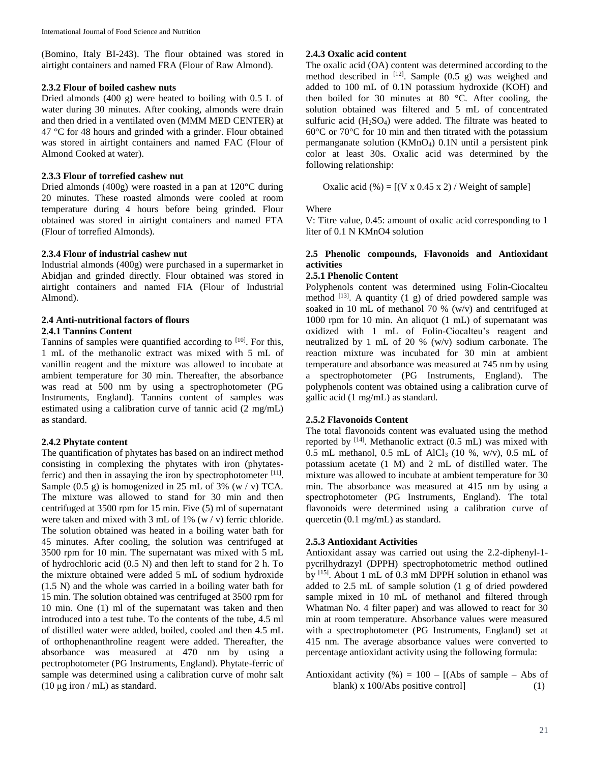(Bomino, Italy BI-243). The flour obtained was stored in airtight containers and named FRA (Flour of Raw Almond).

#### 2.3.2 Flour of boiled cashew nuts

Dried almonds (400 g) were heated to boiling with 0.5 L of water during 30 minutes. After cooking, almonds were drain and then dried in a ventilated oven (MMM MED CENTER) at 47 °C for 48 hours and grinded with a grinder. Flour obtained was stored in airtight containers and named FAC (Flour of Almond Cooked at water).

#### 2.3.3 Flour of torrefied cashew nut

Dried almonds (400g) were roasted in a pan at 120°C during 20 minutes. These roasted almonds were cooled at room temperature during 4 hours before being grinded. Flour obtained was stored in airtight containers and named FTA (Flour of torrefied Almonds).

#### 2.3.4 Flour of industrial cashew nut

Industrial almonds (400g) were purchased in a supermarket in Abidjan and grinded directly. Flour obtained was stored in airtight containers and named FIA (Flour of Industrial Almond).

### 2.4 Anti-nutritional factors of flours

#### 2.4.1 Tannins Content

Tannins of samples were quantified according to [10]. For this, 1 mL of the methanolic extract was mixed with 5 mL of vanillin reagent and the mixture was allowed to incubate at ambient temperature for 30 min. Thereafter, the absorbance was read at 500 nm by using a spectrophotometer (PG Instruments, England). Tannins content of samples was estimated using a calibration curve of tannic acid (2 mg/mL) as standard.

#### 2.4.2 Phytate content

The quantification of phytates has based on an indirect method consisting in complexing the phytates with iron (phytates-ferric) and then in assaying the iron by spectrophotometer [11]. Sample (0.5 g) is homogenized in 25 mL of 3% (w / v) TCA. The mixture was allowed to stand for 30 min and then centrifuged at 3500 rpm for 15 min. Five (5) ml of supernatant were taken and mixed with 3 mL of 1% (w / v) ferric chloride. The solution obtained was heated in a boiling water bath for 45 minutes. After cooling, the solution was centrifuged at 3500 rpm for 10 min. The supernatant was mixed with 5 mL of hydrochloric acid (0.5 N) and then left to stand for 2 h. To the mixture obtained were added 5 mL of sodium hydroxide (1.5 N) and the whole was carried in a boiling water bath for 15 min. The solution obtained was centrifuged at 3500 rpm for 10 min. One (1) ml of the supernatant was taken and then introduced into a test tube. To the contents of the tube, 4.5 ml of distilled water were added, boiled, cooled and then 4.5 mL of orthophenanthroline reagent were added. Thereafter, the absorbance was measured at 470 nm by using a pectrophotometer (PG Instruments, England). Phytate-ferric of sample was determined using a calibration curve of mohr salt (10 µg iron / mL) as standard.

#### 2.4.3 Oxalic acid content

The oxalic acid (OA) content was determined according to the method described in [12]. Sample (0.5 g) was weighed and added to 100 mL of 0.1N potassium hydroxide (KOH) and then boiled for 30 minutes at 80 °C. After cooling, the solution obtained was filtered and 5 mL of concentrated sulfuric acid ($H_2SO_4$) were added. The filtrate was heated to 60°C or 70°C for 10 min and then titrated with the potassium permanganate solution ($KMnO_4$) 0.1N until a persistent pink color at least 30s. Oxalic acid was determined by the following relationship:

$$\text{Oxalic acid (\%)} = [(V \times 0.45 \times 2) / \text{Weight of sample}]$$

Where

V: Titre value, 0.45: amount of oxalic acid corresponding to 1 liter of 0.1 N KMnO4 solution

### 2.5 Phenolic compounds, Flavonoids and Antioxidant activities

#### 2.5.1 Phenolic Content

Polyphenols content was determined using Folin-Ciocalteu method [13]. A quantity (1 g) of dried powdered sample was soaked in 10 mL of methanol 70 % (w/v) and centrifuged at 1000 rpm for 10 min. An aliquot (1 mL) of supernatant was oxidized with 1 mL of Folin-Ciocalteu's reagent and neutralized by 1 mL of 20 % (w/v) sodium carbonate. The reaction mixture was incubated for 30 min at ambient temperature and absorbance was measured at 745 nm by using a spectrophotometer (PG Instruments, England). The polyphenols content was obtained using a calibration curve of gallic acid (1 mg/mL) as standard.

#### 2.5.2 Flavonoids Content

The total flavonoids content was evaluated using the method reported by [14]. Methanolic extract (0.5 mL) was mixed with 0.5 mL methanol, 0.5 mL of $AlCl_3$ (10 %, w/v), 0.5 mL of potassium acetate (1 M) and 2 mL of distilled water. The mixture was allowed to incubate at ambient temperature for 30 min. The absorbance was measured at 415 nm by using a spectrophotometer (PG Instruments, England). The total flavonoids were determined using a calibration curve of quercetin (0.1 mg/mL) as standard.

#### 2.5.3 Antioxidant Activities

Antioxidant assay was carried out using the 2.2-diphenyl-1-pycrilhydrazyl (DPPH) spectrophotometric method outlined by [15]. About 1 mL of 0.3 mM DPPH solution in ethanol was added to 2.5 mL of sample solution (1 g of dried powdered sample mixed in 10 mL of methanol and filtered through Whatman No. 4 filter paper) and was allowed to react for 30 min at room temperature. Absorbance values were measured with a spectrophotometer (PG Instruments, England) set at 415 nm. The average absorbance values were converted to percentage antioxidant activity using the following formula:

$$\text{Antioxidant activity (\%)} = 100 - [(\text{Abs of sample} - \text{Abs of blank}) \times 100 / \text{Abs positive control}] \quad (1)$$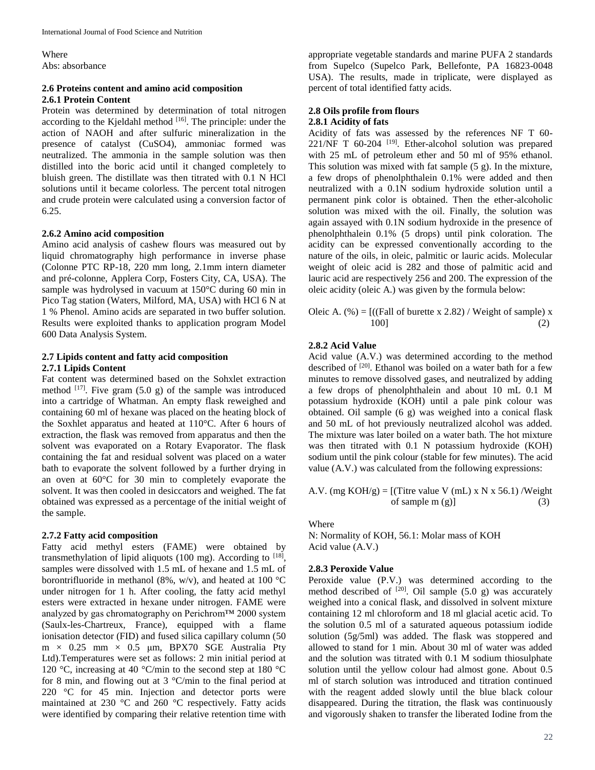Where
Abs: absorbance

### 2.6 Proteins content and amino acid composition

#### 2.6.1 Protein Content

Protein was determined by determination of total nitrogen according to the Kjeldahl method [16]. The principle: under the action of NAOH and after sulfuric mineralization in the presence of catalyst ($CuSO_4$), ammoniac formed was neutralized. The ammonia in the sample solution was then distilled into the boric acid until it changed completely to bluish green. The distillate was then titrated with 0.1 N HCl solutions until it became colorless. The percent total nitrogen and crude protein were calculated using a conversion factor of 6.25.

#### 2.6.2 Amino acid composition

Amino acid analysis of cashew flours was measured out by liquid chromatography high performance in inverse phase (Colonne PTC RP-18, 220 mm long, 2.1mm intern diameter and pré-colonne, Applera Corp, Fosters City, CA, USA). The sample was hydrolysed in vacuum at 150°C during 60 min in Pico Tag station (Waters, Milford, MA, USA) with HCl 6 N at 1 % Phenol. Amino acids are separated in two buffer solution. Results were exploited thanks to application program Model 600 Data Analysis System.

### 2.7 Lipids content and fatty acid composition

#### 2.7.1 Lipids Content

Fat content was determined based on the Sohxlet extraction method [17]. Five gram (5.0 g) of the sample was introduced into a cartridge of Whatman. An empty flask reweighed and containing 60 ml of hexane was placed on the heating block of the Soxhlet apparatus and heated at 110°C. After 6 hours of extraction, the flask was removed from apparatus and then the solvent was evaporated on a Rotary Evaporator. The flask containing the fat and residual solvent was placed on a water bath to evaporate the solvent followed by a further drying in an oven at 60°C for 30 min to completely evaporate the solvent. It was then cooled in desiccators and weighed. The fat obtained was expressed as a percentage of the initial weight of the sample.

#### 2.7.2 Fatty acid composition

Fatty acid methyl esters (FAME) were obtained by transmethylation of lipid aliquots (100 mg). According to [18], samples were dissolved with 1.5 mL of hexane and 1.5 mL of borontrifluoride in methanol (8%, w/v), and heated at 100 °C under nitrogen for 1 h. After cooling, the fatty acid methyl esters were extracted in hexane under nitrogen. FAME were analyzed by gas chromatography on Perichrom™ 2000 system (Saulx-les-Chartreux, France), equipped with a flame ionisation detector (FID) and fused silica capillary column (50 m × 0.25 mm × 0.5 μm, BPX70 SGE Australia Pty Ltd).Temperatures were set as follows: 2 min initial period at 120 °C, increasing at 40 °C/min to the second step at 180 °C for 8 min, and flowing out at 3 °C/min to the final period at 220 °C for 45 min. Injection and detector ports were maintained at 230 °C and 260 °C respectively. Fatty acids were identified by comparing their relative retention time with appropriate vegetable standards and marine PUFA 2 standards from Supelco (Supelco Park, Bellefonte, PA 16823-0048 USA). The results, made in triplicate, were displayed as percent of total identified fatty acids.

### 2.8 Oils profile from flours

#### 2.8.1 Acidity of fats

Acidity of fats was assessed by the references NF T 60-221/NF T 60-204 [19]. Ether-alcohol solution was prepared with 25 mL of petroleum ether and 50 ml of 95% ethanol. This solution was mixed with fat sample (5 g). In the mixture, a few drops of phenolphthalein 0.1% were added and then neutralized with a 0.1N sodium hydroxide solution until a permanent pink color is obtained. Then the ether-alcoholic solution was mixed with the oil. Finally, the solution was again assayed with 0.1N sodium hydroxide in the presence of phenolphthalein 0.1% (5 drops) until pink coloration. The acidity can be expressed conventionally according to the nature of the oils, in oleic, palmitic or lauric acids. Molecular weight of oleic acid is 282 and those of palmitic acid and lauric acid are respectively 256 and 200. The expression of the oleic acidity (oleic A.) was given by the formula below:

$$\text{Oleic A. } (\%) = [((\text{Fall of burette} \times 2.82) / \text{Weight of sample}) \times 100] \quad (2)$$

#### 2.8.2 Acid Value

Acid value (A.V.) was determined according to the method described of [20]. Ethanol was boiled on a water bath for a few minutes to remove dissolved gases, and neutralized by adding a few drops of phenolphthalein and about 10 mL 0.1 M potassium hydroxide (KOH) until a pale pink colour was obtained. Oil sample (6 g) was weighed into a conical flask and 50 mL of hot previously neutralized alcohol was added. The mixture was later boiled on a water bath. The hot mixture was then titrated with 0.1 N potassium hydroxide (KOH) sodium until the pink colour (stable for few minutes). The acid value (A.V.) was calculated from the following expressions:

$$\text{A.V. (mg KOH/g)} = [(\text{Titre value V (mL)} \times N \times 56.1) / \text{Weight of sample m (g)}] \quad (3)$$

Where
N: Normality of KOH, 56.1: Molar mass of KOH
Acid value (A.V.)

#### 2.8.3 Peroxide Value

Peroxide value (P.V.) was determined according to the method described of [20]. Oil sample (5.0 g) was accurately weighed into a conical flask, and dissolved in solvent mixture containing 12 ml chloroform and 18 ml glacial acetic acid. To the solution 0.5 ml of a saturated aqueous potassium iodide solution (5g/5ml) was added. The flask was stoppered and allowed to stand for 1 min. About 30 ml of water was added and the solution was titrated with 0.1 M sodium thiosulphate solution until the yellow colour had almost gone. About 0.5 ml of starch solution was introduced and titration continued with the reagent added slowly until the blue black colour disappeared. During the titration, the flask was continuously and vigorously shaken to transfer the liberated Iodine from the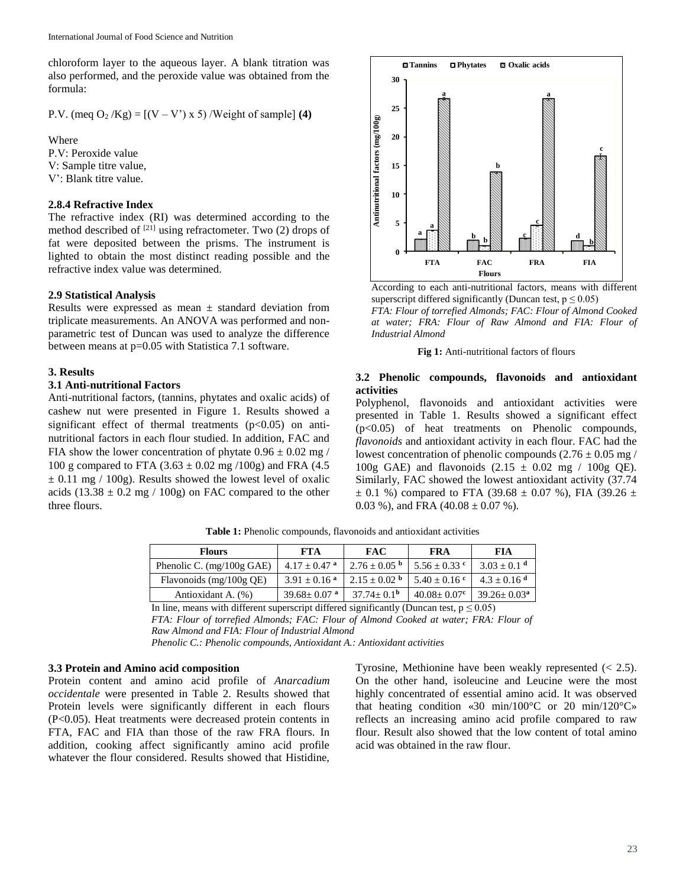chloroform layer to the aqueous layer. A blank titration was also performed, and the peroxide value was obtained from the formula:

P.V. (meq $O_2$ /Kg) = [(V – V') x 5) /Weight of sample] **(4)**

Where
P.V: Peroxide value
V: Sample titre value,
V': Blank titre value.

#### 2.8.4 Refractive Index

The refractive index (RI) was determined according to the method described of [21] using refractometer. Two (2) drops of fat were deposited between the prisms. The instrument is lighted to obtain the most distinct reading possible and the refractive index value was determined.

### 2.9 Statistical Analysis

Results were expressed as mean ± standard deviation from triplicate measurements. An ANOVA was performed and non-parametric test of Duncan was used to analyze the difference between means at p=0.05 with Statistica 7.1 software.

## 3. Results

### 3.1 Anti-nutritional Factors

Anti-nutritional factors, (tannins, phytates and oxalic acids) of cashew nut were presented in Figure 1. Results showed a significant effect of thermal treatments ($p<0.05$) on anti-nutritional factors in each flour studied. In addition, FAC and FIA show the lower concentration of phytate 0.96 ± 0.02 mg / 100 g compared to FTA (3.63 ± 0.02 mg /100g) and FRA (4.5 ± 0.11 mg / 100g). Results showed the lowest level of oxalic acids (13.38 ± 0.2 mg / 100g) on FAC compared to the other three flours.

According to each anti-nutritional factors, means with different superscript differed significantly (Duncan test, $p \leq 0.05$)
*FTA: Flour of torrefied Almonds; FAC: Flour of Almond Cooked at water; FRA: Flour of Raw Almond and FIA: Flour of Industrial Almond*

**Fig 1:** Anti-nutritional factors of flours

### 3.2 Phenolic compounds, flavonoids and antioxidant activities

Polyphenol, flavonoids and antioxidant activities were presented in Table 1. Results showed a significant effect ($p<0.05$) of heat treatments on Phenolic compounds, *flavonoids* and antioxidant activity in each flour. FAC had the lowest concentration of phenolic compounds (2.76 ± 0.05 mg / 100g GAE) and flavonoids (2.15 ± 0.02 mg / 100g QE). Similarly, FAC showed the lowest antioxidant activity (37.74 ± 0.1 %) compared to FTA (39.68 ± 0.07 %), FIA (39.26 ± 0.03 %), and FRA (40.08 ± 0.07 %).

**Table 1:** Phenolic compounds, flavonoids and antioxidant activities

| Flours | FTA | FAC | FRA | FIA |
|---|---|---|---|---|
| Phenolic C. (mg/100g GAE) | 4.17 ± 0.47 [a] | 2.76 ± 0.05 [b] | 5.56 ± 0.33 [c] | 3.03 ± 0.1 [d] |
| Flavonoids (mg/100g QE) | 3.91 ± 0.16 [a] | 2.15 ± 0.02 [b] | 5.40 ± 0.16 [c] | 4.3 ± 0.16 [d] |
| Antioxidant A. (%) | 39.68± 0.07 [a] | 37.74± 0.1[b] | 40.08± 0.07[c] | 39.26± 0.03[a] |

In line, means with different superscript differed significantly (Duncan test, $p \leq 0.05$)
*FTA: Flour of torrefied Almonds; FAC: Flour of Almond Cooked at water; FRA: Flour of Raw Almond and FIA: Flour of Industrial Almond*
*Phenolic C.: Phenolic compounds, Antioxidant A.: Antioxidant activities*

### 3.3 Protein and Amino acid composition

Protein content and amino acid profile of *Anarcadium occidentale* were presented in Table 2. Results showed that Protein levels were significantly different in each flours ($P<0.05$). Heat treatments were decreased protein contents in FTA, FAC and FIA than those of the raw FRA flours. In addition, cooking affect significantly amino acid profile whatever the flour considered. Results showed that Histidine, Tyrosine, Methionine have been weakly represented (< 2.5). On the other hand, isoleucine and Leucine were the most highly concentrated of essential amino acid. It was observed that heating condition «30 min/100°C or 20 min/120°C» reflects an increasing amino acid profile compared to raw flour. Result also showed that the low content of total amino acid was obtained in the raw flour.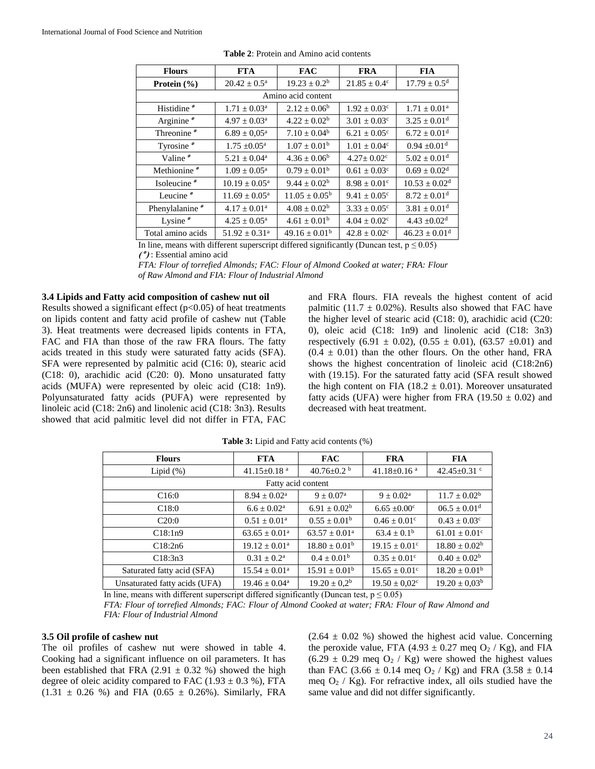**Table 2**: Protein and Amino acid contents

| Flours | FTA | FAC | FRA | FIA |
|---|---|---|---|---|
| **Protein (%)** | $20.42 \pm 0.5^a$ | $19.23 \pm 0.2^b$ | $21.85 \pm 0.4^c$ | $17.79 \pm 0.5^d$ |
| Amino acid content | | | | |
| Histidine * | $1.71 \pm 0.03^a$ | $2.12 \pm 0.06^b$ | $1.92 \pm 0.03^c$ | $1.71 \pm 0.01^a$ |
| Arginine * | $4.97 \pm 0.03^a$ | $4.22 \pm 0.02^b$ | $3.01 \pm 0.03^c$ | $3.25 \pm 0.01^d$ |
| Threonine * | $6.89 \pm 0{,}05^a$ | $7.10 \pm 0.04^b$ | $6.21 \pm 0.05^c$ | $6.72 \pm 0.01^d$ |
| Tyrosine * | $1.75 \pm 0.05^a$ | $1.07 \pm 0.01^b$ | $1.01 \pm 0.04^c$ | $0.94 \pm 0.01^d$ |
| Valine * | $5.21 \pm 0.04^a$ | $4.36 \pm 0.06^b$ | $4.27 \pm 0.02^c$ | $5.02 \pm 0.01^d$ |
| Methionine * | $1.09 \pm 0.05^a$ | $0.79 \pm 0.01^b$ | $0.61 \pm 0.03^c$ | $0.69 \pm 0.02^d$ |
| Isoleucine * | $10.19 \pm 0.05^a$ | $9.44 \pm 0.02^b$ | $8.98 \pm 0.01^c$ | $10.53 \pm 0.02^d$ |
| Leucine * | $11.69 \pm 0.05^a$ | $11.05 \pm 0.05^b$ | $9.41 \pm 0.05^c$ | $8.72 \pm 0.01^d$ |
| Phenylalanine * | $4.17 \pm 0.01^a$ | $4.08 \pm 0.02^b$ | $3.33 \pm 0.05^c$ | $3.81 \pm 0.01^d$ |
| Lysine * | $4.25 \pm 0.05^a$ | $4.61 \pm 0.01^b$ | $4.04 \pm 0.02^c$ | $4.43 \pm 0.02^d$ |
| Total amino acids | $51.92 \pm 0.31^a$ | $49.16 \pm 0.01^b$ | $42.8 \pm 0.02^c$ | $46.23 \pm 0.01^d$ |

In line, means with different superscript differed significantly (Duncan test, $p \leq 0.05$)
(*): Essential amino acid
*FTA: Flour of torrefied Almonds; FAC: Flour of Almond Cooked at water; FRA: Flour of Raw Almond and FIA: Flour of Industrial Almond*

### 3.4 Lipids and Fatty acid composition of cashew nut oil

Results showed a significant effect ($p<0.05$) of heat treatments on lipids content and fatty acid profile of cashew nut (Table 3). Heat treatments were decreased lipids contents in FTA, FAC and FIA than those of the raw FRA flours. The fatty acids treated in this study were saturated fatty acids (SFA). SFA were represented by palmitic acid (C16: 0), stearic acid (C18: 0), arachidic acid (C20: 0). Mono unsaturated fatty acids (MUFA) were represented by oleic acid (C18: 1n9). Polyunsaturated fatty acids (PUFA) were represented by linoleic acid (C18: 2n6) and linolenic acid (C18: 3n3). Results showed that acid palmitic level did not differ in FTA, FAC and FRA flours. FIA reveals the highest content of acid palmitic ($11.7 \pm 0.02\%$). Results also showed that FAC have the higher level of stearic acid (C18: 0), arachidic acid (C20: 0), oleic acid (C18: 1n9) and linolenic acid (C18: 3n3) respectively ($6.91 \pm 0.02$), ($0.55 \pm 0.01$), ($63.57 \pm 0.01$) and ($0.4 \pm 0.01$) than the other flours. On the other hand, FRA shows the highest concentration of linoleic acid (C18:2n6) with (19.15). For the saturated fatty acid (SFA result showed the high content on FIA ($18.2 \pm 0.01$). Moreover unsaturated fatty acids (UFA) were higher from FRA ($19.50 \pm 0.02$) and decreased with heat treatment.

**Table 3:** Lipid and Fatty acid contents (%)

| Flours | FTA | FAC | FRA | FIA |
|---|---|---|---|---|
| Lipid (%) | $41.15 \pm 0.18^a$ | $40.76 \pm 0.2^b$ | $41.18 \pm 0.16^a$ | $42.45 \pm 0.31^c$ |
| Fatty acid content | | | | |
| C16:0 | $8.94 \pm 0.02^a$ | $9 \pm 0.07^a$ | $9 \pm 0.02^a$ | $11.7 \pm 0.02^b$ |
| C18:0 | $6.6 \pm 0.02^a$ | $6.91 \pm 0.02^b$ | $6.65 \pm 0.00^c$ | $06.5 \pm 0.01^d$ |
| C20:0 | $0.51 \pm 0.01^a$ | $0.55 \pm 0.01^b$ | $0.46 \pm 0.01^c$ | $0.43 \pm 0.03^c$ |
| C18:1n9 | $63.65 \pm 0.01^a$ | $63.57 \pm 0.01^a$ | $63.4 \pm 0.1^b$ | $61.01 \pm 0.01^c$ |
| C18:2n6 | $19.12 \pm 0.01^a$ | $18.80 \pm 0.01^b$ | $19.15 \pm 0.01^c$ | $18.80 \pm 0.02^b$ |
| C18:3n3 | $0.31 \pm 0.2^a$ | $0.4 \pm 0.01^b$ | $0.35 \pm 0.01^c$ | $0.40 \pm 0.02^b$ |
| Saturated fatty acid (SFA) | $15.54 \pm 0.01^a$ | $15.91 \pm 0.01^b$ | $15.65 \pm 0.01^c$ | $18.20 \pm 0.01^b$ |
| Unsaturated fatty acids (UFA) | $19.46 \pm 0.04^a$ | $19.20 \pm 0{,}2^b$ | $19.50 \pm 0{,}02^c$ | $19.20 \pm 0{,}03^b$ |

In line, means with different superscript differed significantly (Duncan test, $p \leq 0.05$)
*FTA: Flour of torrefied Almonds; FAC: Flour of Almond Cooked at water; FRA: Flour of Raw Almond and FIA: Flour of Industrial Almond*

### 3.5 Oil profile of cashew nut

The oil profiles of cashew nut were showed in table 4. Cooking had a significant influence on oil parameters. It has been established that FRA ($2.91 \pm 0.32$ %) showed the high degree of oleic acidity compared to FAC ($1.93 \pm 0.3$ %), FTA ($1.31 \pm 0.26$ %) and FIA ($0.65 \pm 0.26\%$). Similarly, FRA ($2.64 \pm 0.02$ %) showed the highest acid value. Concerning the peroxide value, FTA ($4.93 \pm 0.27$ meq $O_2$ / Kg), and FIA ($6.29 \pm 0.29$ meq $O_2$ / Kg) were showed the highest values than FAC ($3.66 \pm 0.14$ meq $O_2$ / Kg) and FRA ($3.58 \pm 0.14$ meq $O_2$ / Kg). For refractive index, all oils studied have the same value and did not differ significantly.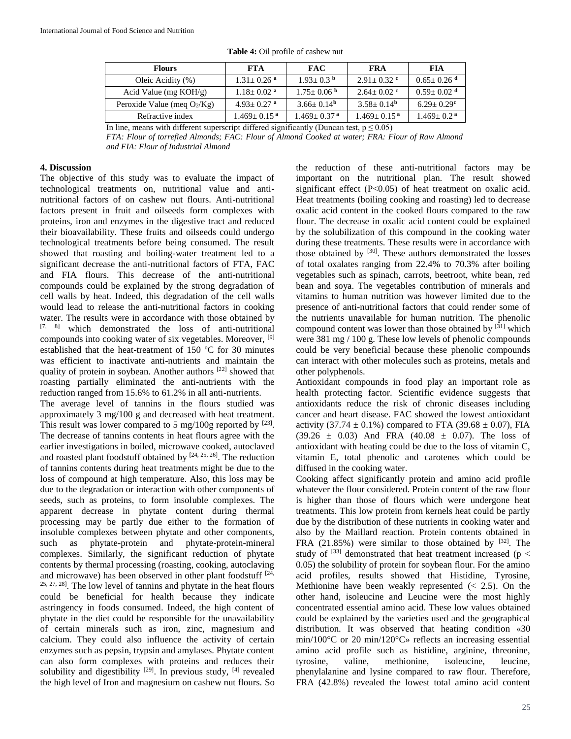**Table 4:** Oil profile of cashew nut

| Flours | FTA | FAC | FRA | FIA |
|---|---|---|---|---|
| Oleic Acidity (%) | 1.31± 0.26 [a] | 1.93± 0.3 [b] | 2.91± 0.32 [c] | 0.65± 0.26 [d] |
| Acid Value (mg KOH/g) | 1.18± 0.02 [a] | 1.75± 0.06 [b] | 2.64± 0.02 [c] | 0.59± 0.02 [d] |
| Peroxide Value (meq $O_2$/Kg) | 4.93± 0.27 [a] | 3.66± 0.14[b] | 3.58± 0.14[b] | 6.29± 0.29[c] |
| Refractive index | 1.469± 0.15 [a] | 1.469± 0.37 [a] | 1.469± 0.15 [a] | 1.469± 0.2 [a] |

In line, means with different superscript differed significantly (Duncan test, $p \leq 0.05$)

*FTA: Flour of torrefied Almonds; FAC: Flour of Almond Cooked at water; FRA: Flour of Raw Almond and FIA: Flour of Industrial Almond*

## 4. Discussion

The objective of this study was to evaluate the impact of technological treatments on, nutritional value and anti-nutritional factors of on cashew nut flours. Anti-nutritional factors present in fruit and oilseeds form complexes with proteins, iron and enzymes in the digestive tract and reduced their bioavailability. These fruits and oilseeds could undergo technological treatments before being consumed. The result showed that roasting and boiling-water treatment led to a significant decrease the anti-nutritional factors of FTA, FAC and FIA flours. This decrease of the anti-nutritional compounds could be explained by the strong degradation of cell walls by heat. Indeed, this degradation of the cell walls would lead to release the anti-nutritional factors in cooking water. The results were in accordance with those obtained by [7, 8] which demonstrated the loss of anti-nutritional compounds into cooking water of six vegetables. Moreover, [9] established that the heat-treatment of 150 ºC for 30 minutes was efficient to inactivate anti-nutrients and maintain the quality of protein in soybean. Another authors [22] showed that roasting partially eliminated the anti-nutrients with the reduction ranged from 15.6% to 61.2% in all anti-nutrients.

The average level of tannins in the flours studied was approximately 3 mg/100 g and decreased with heat treatment. This result was lower compared to 5 mg/100g reported by [23]. The decrease of tannins contents in heat flours agree with the earlier investigations in boiled, microwave cooked, autoclaved and roasted plant foodstuff obtained by [24, 25, 26]. The reduction of tannins contents during heat treatments might be due to the loss of compound at high temperature. Also, this loss may be due to the degradation or interaction with other components of seeds, such as proteins, to form insoluble complexes. The apparent decrease in phytate content during thermal processing may be partly due either to the formation of insoluble complexes between phytate and other components, such as phytate-protein and phytate-protein-mineral complexes. Similarly, the significant reduction of phytate contents by thermal processing (roasting, cooking, autoclaving and microwave) has been observed in other plant foodstuff [24, 25, 27, 28]. The low level of tannins and phytate in the heat flours could be beneficial for health because they indicate astringency in foods consumed. Indeed, the high content of phytate in the diet could be responsible for the unavailability of certain minerals such as iron, zinc, magnesium and calcium. They could also influence the activity of certain enzymes such as pepsin, trypsin and amylases. Phytate content can also form complexes with proteins and reduces their solubility and digestibility [29]. In previous study, [4] revealed the high level of Iron and magnesium on cashew nut flours. So the reduction of these anti-nutritional factors may be important on the nutritional plan. The result showed significant effect ($P<0.05$) of heat treatment on oxalic acid. Heat treatments (boiling cooking and roasting) led to decrease oxalic acid content in the cooked flours compared to the raw flour. The decrease in oxalic acid content could be explained by the solubilization of this compound in the cooking water during these treatments. These results were in accordance with those obtained by [30]. These authors demonstrated the losses of total oxalates ranging from 22.4% to 70.3% after boiling vegetables such as spinach, carrots, beetroot, white bean, red bean and soya. The vegetables contribution of minerals and vitamins to human nutrition was however limited due to the presence of anti-nutritional factors that could render some of the nutrients unavailable for human nutrition. The phenolic compound content was lower than those obtained by [31] which were 381 mg / 100 g. These low levels of phenolic compounds could be very beneficial because these phenolic compounds can interact with other molecules such as proteins, metals and other polyphenols.

Antioxidant compounds in food play an important role as health protecting factor. Scientific evidence suggests that antioxidants reduce the risk of chronic diseases including cancer and heart disease. FAC showed the lowest antioxidant activity (37.74 ± 0.1%) compared to FTA (39.68 ± 0.07), FIA (39.26 ± 0.03) And FRA (40.08 ± 0.07). The loss of antioxidant with heating could be due to the loss of vitamin C, vitamin E, total phenolic and carotenes which could be diffused in the cooking water.

Cooking affect significantly protein and amino acid profile whatever the flour considered. Protein content of the raw flour is higher than those of flours which were undergone heat treatments. This low protein from kernels heat could be partly due by the distribution of these nutrients in cooking water and also by the Maillard reaction. Protein contents obtained in FRA (21.85%) were similar to those obtained by [32]. The study of [33] demonstrated that heat treatment increased ($p < 0.05$) the solubility of protein for soybean flour. For the amino acid profiles, results showed that Histidine, Tyrosine, Methionine have been weakly represented (< 2.5). On the other hand, isoleucine and Leucine were the most highly concentrated essential amino acid. These low values obtained could be explained by the varieties used and the geographical distribution. It was observed that heating condition «30 min/100°C or 20 min/120°C» reflects an increasing essential amino acid profile such as histidine, arginine, threonine, tyrosine, valine, methionine, isoleucine, leucine, phenylalanine and lysine compared to raw flour. Therefore, FRA (42.8%) revealed the lowest total amino acid content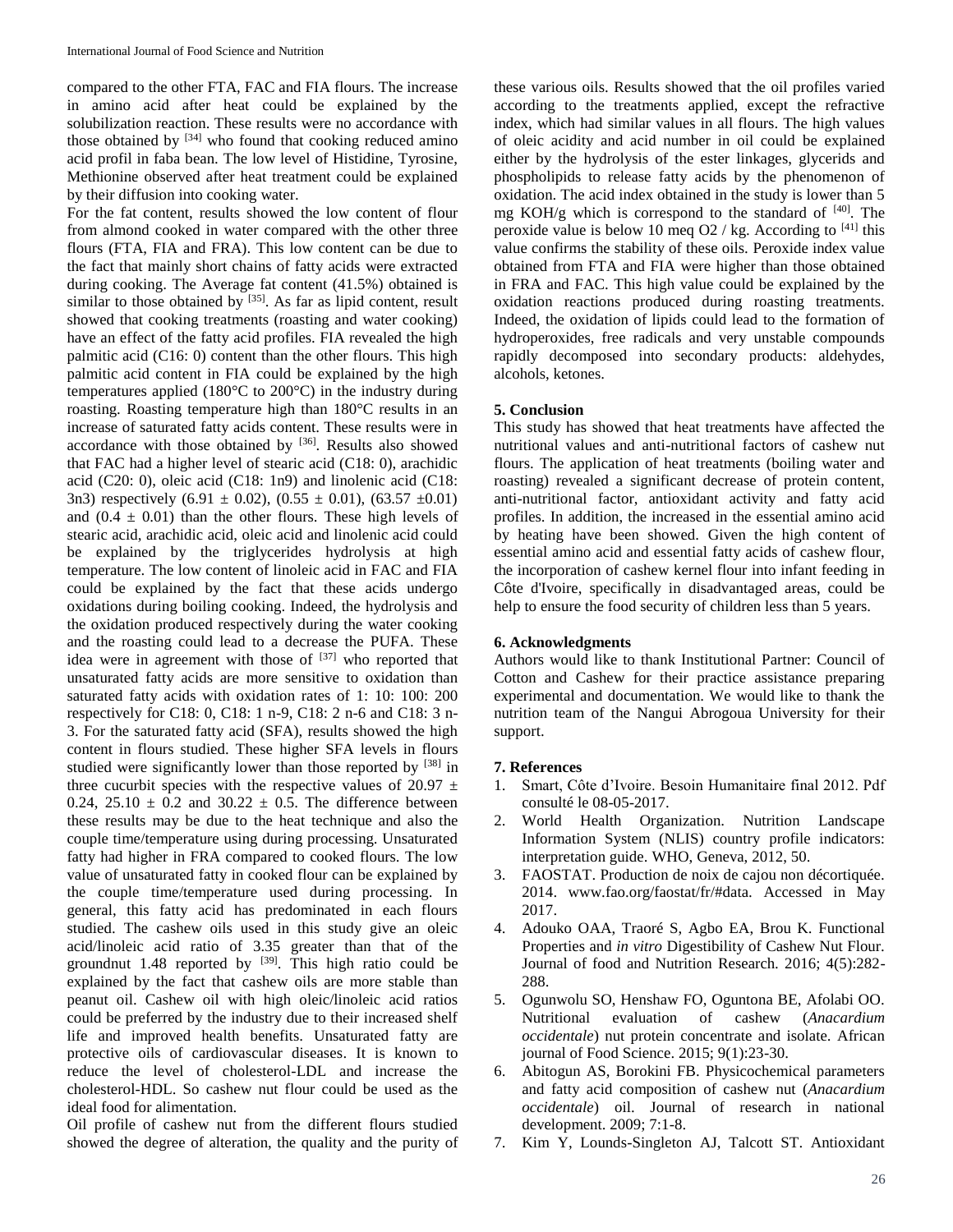compared to the other FTA, FAC and FIA flours. The increase in amino acid after heat could be explained by the solubilization reaction. These results were no accordance with those obtained by [34] who found that cooking reduced amino acid profil in faba bean. The low level of Histidine, Tyrosine, Methionine observed after heat treatment could be explained by their diffusion into cooking water.

For the fat content, results showed the low content of flour from almond cooked in water compared with the other three flours (FTA, FIA and FRA). This low content can be due to the fact that mainly short chains of fatty acids were extracted during cooking. The Average fat content (41.5%) obtained is similar to those obtained by [35]. As far as lipid content, result showed that cooking treatments (roasting and water cooking) have an effect of the fatty acid profiles. FIA revealed the high palmitic acid (C16: 0) content than the other flours. This high palmitic acid content in FIA could be explained by the high temperatures applied (180°C to 200°C) in the industry during roasting. Roasting temperature high than 180°C results in an increase of saturated fatty acids content. These results were in accordance with those obtained by [36]. Results also showed that FAC had a higher level of stearic acid (C18: 0), arachidic acid (C20: 0), oleic acid (C18: 1n9) and linolenic acid (C18: 3n3) respectively (6.91 ± 0.02), (0.55 ± 0.01), (63.57 ±0.01) and (0.4 ± 0.01) than the other flours. These high levels of stearic acid, arachidic acid, oleic acid and linolenic acid could be explained by the triglycerides hydrolysis at high temperature. The low content of linoleic acid in FAC and FIA could be explained by the fact that these acids undergo oxidations during boiling cooking. Indeed, the hydrolysis and the oxidation produced respectively during the water cooking and the roasting could lead to a decrease the PUFA. These idea were in agreement with those of [37] who reported that unsaturated fatty acids are more sensitive to oxidation than saturated fatty acids with oxidation rates of 1: 10: 100: 200 respectively for C18: 0, C18: 1 n-9, C18: 2 n-6 and C18: 3 n-3. For the saturated fatty acid (SFA), results showed the high content in flours studied. These higher SFA levels in flours studied were significantly lower than those reported by [38] in three cucurbit species with the respective values of 20.97 ± 0.24, 25.10 ± 0.2 and 30.22 ± 0.5. The difference between these results may be due to the heat technique and also the couple time/temperature using during processing. Unsaturated fatty had higher in FRA compared to cooked flours. The low value of unsaturated fatty in cooked flour can be explained by the couple time/temperature used during processing. In general, this fatty acid has predominated in each flours studied. The cashew oils used in this study give an oleic acid/linoleic acid ratio of 3.35 greater than that of the groundnut 1.48 reported by [39]. This high ratio could be explained by the fact that cashew oils are more stable than peanut oil. Cashew oil with high oleic/linoleic acid ratios could be preferred by the industry due to their increased shelf life and improved health benefits. Unsaturated fatty are protective oils of cardiovascular diseases. It is known to reduce the level of cholesterol-LDL and increase the cholesterol-HDL. So cashew nut flour could be used as the ideal food for alimentation.

Oil profile of cashew nut from the different flours studied showed the degree of alteration, the quality and the purity of these various oils. Results showed that the oil profiles varied according to the treatments applied, except the refractive index, which had similar values in all flours. The high values of oleic acidity and acid number in oil could be explained either by the hydrolysis of the ester linkages, glycerids and phospholipids to release fatty acids by the phenomenon of oxidation. The acid index obtained in the study is lower than 5 mg KOH/g which is correspond to the standard of [40]. The peroxide value is below 10 meq $O_2$ / kg. According to [41] this value confirms the stability of these oils. Peroxide index value obtained from FTA and FIA were higher than those obtained in FRA and FAC. This high value could be explained by the oxidation reactions produced during roasting treatments. Indeed, the oxidation of lipids could lead to the formation of hydroperoxides, free radicals and very unstable compounds rapidly decomposed into secondary products: aldehydes, alcohols, ketones.

## 5. Conclusion

This study has showed that heat treatments have affected the nutritional values and anti-nutritional factors of cashew nut flours. The application of heat treatments (boiling water and roasting) revealed a significant decrease of protein content, anti-nutritional factor, antioxidant activity and fatty acid profiles. In addition, the increased in the essential amino acid by heating have been showed. Given the high content of essential amino acid and essential fatty acids of cashew flour, the incorporation of cashew kernel flour into infant feeding in Côte d'Ivoire, specifically in disadvantaged areas, could be help to ensure the food security of children less than 5 years.

## 6. Acknowledgments

Authors would like to thank Institutional Partner: Council of Cotton and Cashew for their practice assistance preparing experimental and documentation. We would like to thank the nutrition team of the Nangui Abrogoua University for their support.

## 7. References

1. Smart, Côte d'Ivoire. Besoin Humanitaire final 2012. Pdf consulté le 08-05-2017.
2. World Health Organization. Nutrition Landscape Information System (NLIS) country profile indicators: interpretation guide. WHO, Geneva, 2012, 50.
3. FAOSTAT. Production de noix de cajou non décortiquée. 2014. www.fao.org/faostat/fr/#data. Accessed in May 2017.
4. Adouko OAA, Traoré S, Agbo EA, Brou K. Functional Properties and *in vitro* Digestibility of Cashew Nut Flour. Journal of food and Nutrition Research. 2016; 4(5):282-288.
5. Ogunwolu SO, Henshaw FO, Oguntona BE, Afolabi OO. Nutritional evaluation of cashew (*Anacardium occidentale*) nut protein concentrate and isolate. African journal of Food Science. 2015; 9(1):23-30.
6. Abitogun AS, Borokini FB. Physicochemical parameters and fatty acid composition of cashew nut (*Anacardium occidentale*) oil. Journal of research in national development. 2009; 7:1-8.
7. Kim Y, Lounds-Singleton AJ, Talcott ST. Antioxidant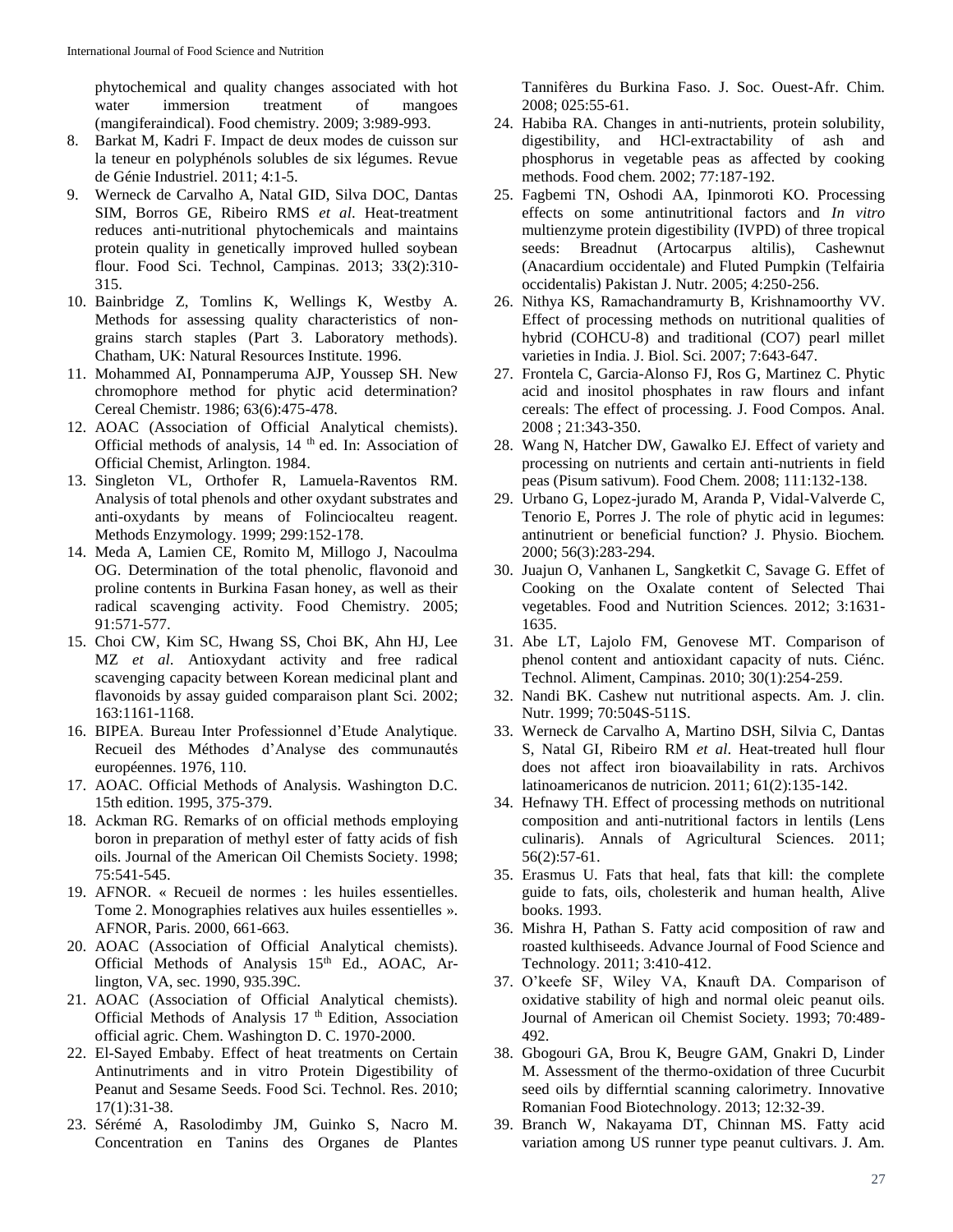phytochemical and quality changes associated with hot water immersion treatment of mangoes (mangiferaindical). Food chemistry. 2009; 3:989-993.

8. Barkat M, Kadri F. Impact de deux modes de cuisson sur la teneur en polyphénols solubles de six légumes. Revue de Génie Industriel. 2011; 4:1-5.
9. Werneck de Carvalho A, Natal GID, Silva DOC, Dantas SIM, Borros GE, Ribeiro RMS *et al*. Heat-treatment reduces anti-nutritional phytochemicals and maintains protein quality in genetically improved hulled soybean flour. Food Sci. Technol, Campinas. 2013; 33(2):310-315.
10. Bainbridge Z, Tomlins K, Wellings K, Westby A. Methods for assessing quality characteristics of non-grains starch staples (Part 3. Laboratory methods). Chatham, UK: Natural Resources Institute. 1996.
11. Mohammed AI, Ponnamperuma AJP, Youssep SH. New chromophore method for phytic acid determination? Cereal Chemistr. 1986; 63(6):475-478.
12. AOAC (Association of Official Analytical chemists). Official methods of analysis, 14 th ed. In: Association of Official Chemist, Arlington. 1984.
13. Singleton VL, Orthofer R, Lamuela-Raventos RM. Analysis of total phenols and other oxydant substrates and anti-oxydants by means of Folinciocalteu reagent. Methods Enzymology. 1999; 299:152-178.
14. Meda A, Lamien CE, Romito M, Millogo J, Nacoulma OG. Determination of the total phenolic, flavonoid and proline contents in Burkina Fasan honey, as well as their radical scavenging activity. Food Chemistry. 2005; 91:571-577.
15. Choi CW, Kim SC, Hwang SS, Choi BK, Ahn HJ, Lee MZ *et al*. Antioxydant activity and free radical scavenging capacity between Korean medicinal plant and flavonoids by assay guided comparaison plant Sci. 2002; 163:1161-1168.
16. BIPEA. Bureau Inter Professionnel d'Etude Analytique. Recueil des Méthodes d'Analyse des communautés européennes. 1976, 110.
17. AOAC. Official Methods of Analysis. Washington D.C. 15th edition. 1995, 375-379.
18. Ackman RG. Remarks of on official methods employing boron in preparation of methyl ester of fatty acids of fish oils. Journal of the American Oil Chemists Society. 1998; 75:541-545.
19. AFNOR. « Recueil de normes : les huiles essentielles. Tome 2. Monographies relatives aux huiles essentielles ». AFNOR, Paris. 2000, 661-663.
20. AOAC (Association of Official Analytical chemists). Official Methods of Analysis 15th Ed., AOAC, Arlington, VA, sec. 1990, 935.39C.
21. AOAC (Association of Official Analytical chemists). Official Methods of Analysis 17 th Edition, Association official agric. Chem. Washington D. C. 1970-2000.
22. El-Sayed Embaby. Effect of heat treatments on Certain Antinutriments and in vitro Protein Digestibility of Peanut and Sesame Seeds. Food Sci. Technol. Res. 2010; 17(1):31-38.
23. Sérémé A, Rasolodimby JM, Guinko S, Nacro M. Concentration en Tanins des Organes de Plantes Tannifères du Burkina Faso. J. Soc. Ouest-Afr. Chim. 2008; 025:55-61.
24. Habiba RA. Changes in anti-nutrients, protein solubility, digestibility, and HCl-extractability of ash and phosphorus in vegetable peas as affected by cooking methods. Food chem. 2002; 77:187-192.
25. Fagbemi TN, Oshodi AA, Ipinmoroti KO. Processing effects on some antinutritional factors and *In vitro* multienzyme protein digestibility (IVPD) of three tropical seeds: Breadnut (Artocarpus altilis), Cashewnut (Anacardium occidentale) and Fluted Pumpkin (Telfairia occidentalis) Pakistan J. Nutr. 2005; 4:250-256.
26. Nithya KS, Ramachandramurty B, Krishnamoorthy VV. Effect of processing methods on nutritional qualities of hybrid (COHCU-8) and traditional (CO7) pearl millet varieties in India. J. Biol. Sci. 2007; 7:643-647.
27. Frontela C, Garcia-Alonso FJ, Ros G, Martinez C. Phytic acid and inositol phosphates in raw flours and infant cereals: The effect of processing. J. Food Compos. Anal. 2008 ; 21:343-350.
28. Wang N, Hatcher DW, Gawalko EJ. Effect of variety and processing on nutrients and certain anti-nutrients in field peas (Pisum sativum). Food Chem. 2008; 111:132-138.
29. Urbano G, Lopez-jurado M, Aranda P, Vidal-Valverde C, Tenorio E, Porres J. The role of phytic acid in legumes: antinutrient or beneficial function? J. Physio. Biochem. 2000; 56(3):283-294.
30. Juajun O, Vanhanen L, Sangketkit C, Savage G. Effet of Cooking on the Oxalate content of Selected Thai vegetables. Food and Nutrition Sciences. 2012; 3:1631-1635.
31. Abe LT, Lajolo FM, Genovese MT. Comparison of phenol content and antioxidant capacity of nuts. Ciénc. Technol. Aliment, Campinas. 2010; 30(1):254-259.
32. Nandi BK. Cashew nut nutritional aspects. Am. J. clin. Nutr. 1999; 70:504S-511S.
33. Werneck de Carvalho A, Martino DSH, Silvia C, Dantas S, Natal GI, Ribeiro RM *et al*. Heat-treated hull flour does not affect iron bioavailability in rats. Archivos latinoamericanos de nutricion. 2011; 61(2):135-142.
34. Hefnawy TH. Effect of processing methods on nutritional composition and anti-nutritional factors in lentils (Lens culinaris). Annals of Agricultural Sciences. 2011; 56(2):57-61.
35. Erasmus U. Fats that heal, fats that kill: the complete guide to fats, oils, cholesterik and human health, Alive books. 1993.
36. Mishra H, Pathan S. Fatty acid composition of raw and roasted kulthiseeds. Advance Journal of Food Science and Technology. 2011; 3:410-412.
37. O'keefe SF, Wiley VA, Knauft DA. Comparison of oxidative stability of high and normal oleic peanut oils. Journal of American oil Chemist Society. 1993; 70:489-492.
38. Gbogouri GA, Brou K, Beugre GAM, Gnakri D, Linder M. Assessment of the thermo-oxidation of three Cucurbit seed oils by differntial scanning calorimetry. Innovative Romanian Food Biotechnology. 2013; 12:32-39.
39. Branch W, Nakayama DT, Chinnan MS. Fatty acid variation among US runner type peanut cultivars. J. Am.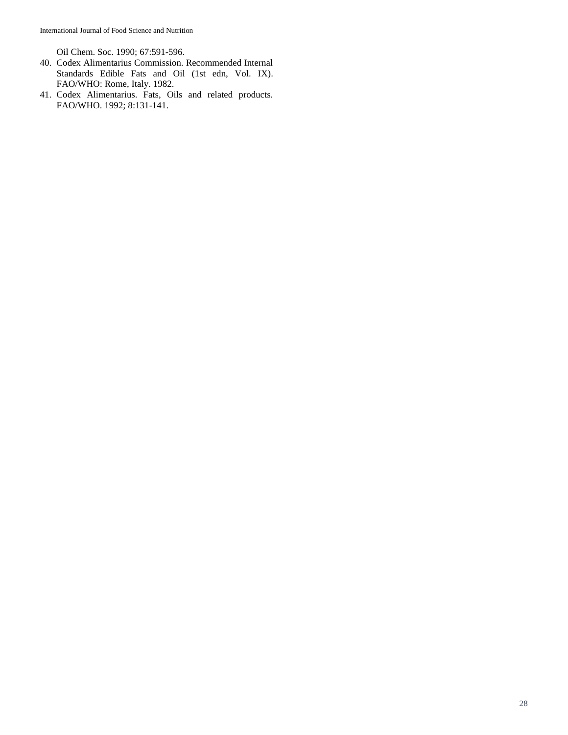Oil Chem. Soc. 1990; 67:591-596.

40. Codex Alimentarius Commission. Recommended Internal Standards Edible Fats and Oil (1st edn, Vol. IX). FAO/WHO: Rome, Italy. 1982.
41. Codex Alimentarius. Fats, Oils and related products. FAO/WHO. 1992; 8:131-141.